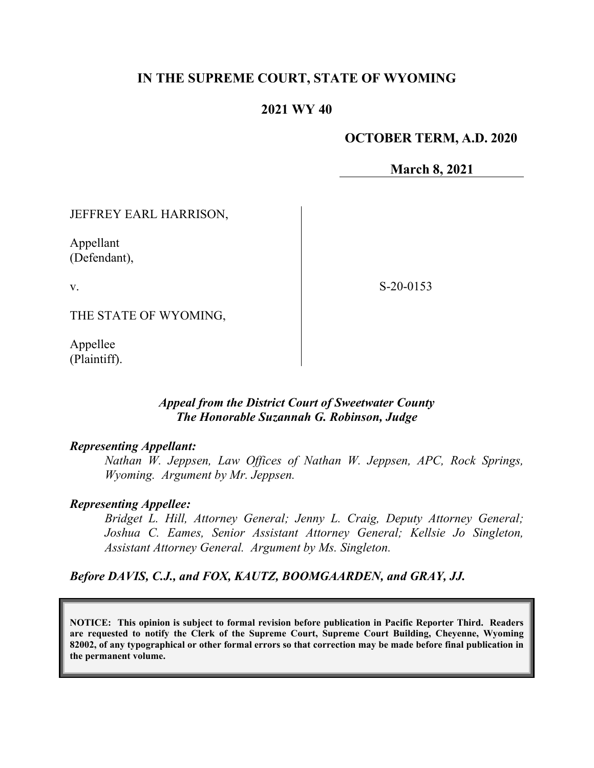# IN THE SUPREME COURT, STATE OF WYOMING

## 2021 WY 40

**OCTOBER TERM, A.D. 2020**

**March 8, 2021**

JEFFREY EARL HARRISON,

Appellant
(Defendant),

v.

THE STATE OF WYOMING,

Appellee
(Plaintiff).

S-20-0153

*Appeal from the District Court of Sweetwater County*
*The Honorable Suzannah G. Robinson, Judge*

***Representing Appellant:***

*Nathan W. Jeppsen, Law Offices of Nathan W. Jeppsen, APC, Rock Springs, Wyoming. Argument by Mr. Jeppsen.*

***Representing Appellee:***

*Bridget L. Hill, Attorney General; Jenny L. Craig, Deputy Attorney General; Joshua C. Eames, Senior Assistant Attorney General; Kellsie Jo Singleton, Assistant Attorney General. Argument by Ms. Singleton.*

***Before DAVIS, C.J., and FOX, KAUTZ, BOOMGAARDEN, and GRAY, JJ.***

**NOTICE: This opinion is subject to formal revision before publication in Pacific Reporter Third. Readers are requested to notify the Clerk of the Supreme Court, Supreme Court Building, Cheyenne, Wyoming 82002, of any typographical or other formal errors so that correction may be made before final publication in the permanent volume.**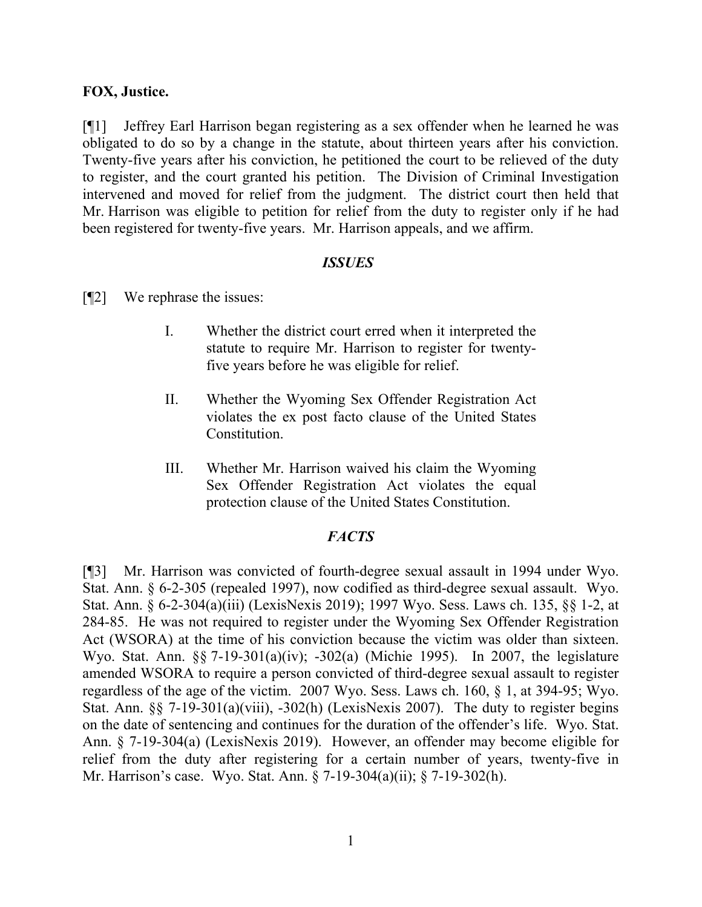**FOX, Justice.**

[¶1] Jeffrey Earl Harrison began registering as a sex offender when he learned he was obligated to do so by a change in the statute, about thirteen years after his conviction. Twenty-five years after his conviction, he petitioned the court to be relieved of the duty to register, and the court granted his petition. The Division of Criminal Investigation intervened and moved for relief from the judgment. The district court then held that Mr. Harrison was eligible to petition for relief from the duty to register only if he had been registered for twenty-five years. Mr. Harrison appeals, and we affirm.

### *ISSUES*

[¶2] We rephrase the issues:

> I. Whether the district court erred when it interpreted the statute to require Mr. Harrison to register for twenty-five years before he was eligible for relief.
>
> II. Whether the Wyoming Sex Offender Registration Act violates the ex post facto clause of the United States Constitution.
>
> III. Whether Mr. Harrison waived his claim the Wyoming Sex Offender Registration Act violates the equal protection clause of the United States Constitution.

### *FACTS*

[¶3] Mr. Harrison was convicted of fourth-degree sexual assault in 1994 under Wyo. Stat. Ann. § 6-2-305 (repealed 1997), now codified as third-degree sexual assault. Wyo. Stat. Ann. § 6-2-304(a)(iii) (LexisNexis 2019); 1997 Wyo. Sess. Laws ch. 135, §§ 1-2, at 284-85. He was not required to register under the Wyoming Sex Offender Registration Act (WSORA) at the time of his conviction because the victim was older than sixteen. Wyo. Stat. Ann. §§ 7-19-301(a)(iv); -302(a) (Michie 1995). In 2007, the legislature amended WSORA to require a person convicted of third-degree sexual assault to register regardless of the age of the victim. 2007 Wyo. Sess. Laws ch. 160, § 1, at 394-95; Wyo. Stat. Ann. §§ 7-19-301(a)(viii), -302(h) (LexisNexis 2007). The duty to register begins on the date of sentencing and continues for the duration of the offender's life. Wyo. Stat. Ann. § 7-19-304(a) (LexisNexis 2019). However, an offender may become eligible for relief from the duty after registering for a certain number of years, twenty-five in Mr. Harrison's case. Wyo. Stat. Ann. § 7-19-304(a)(ii); § 7-19-302(h).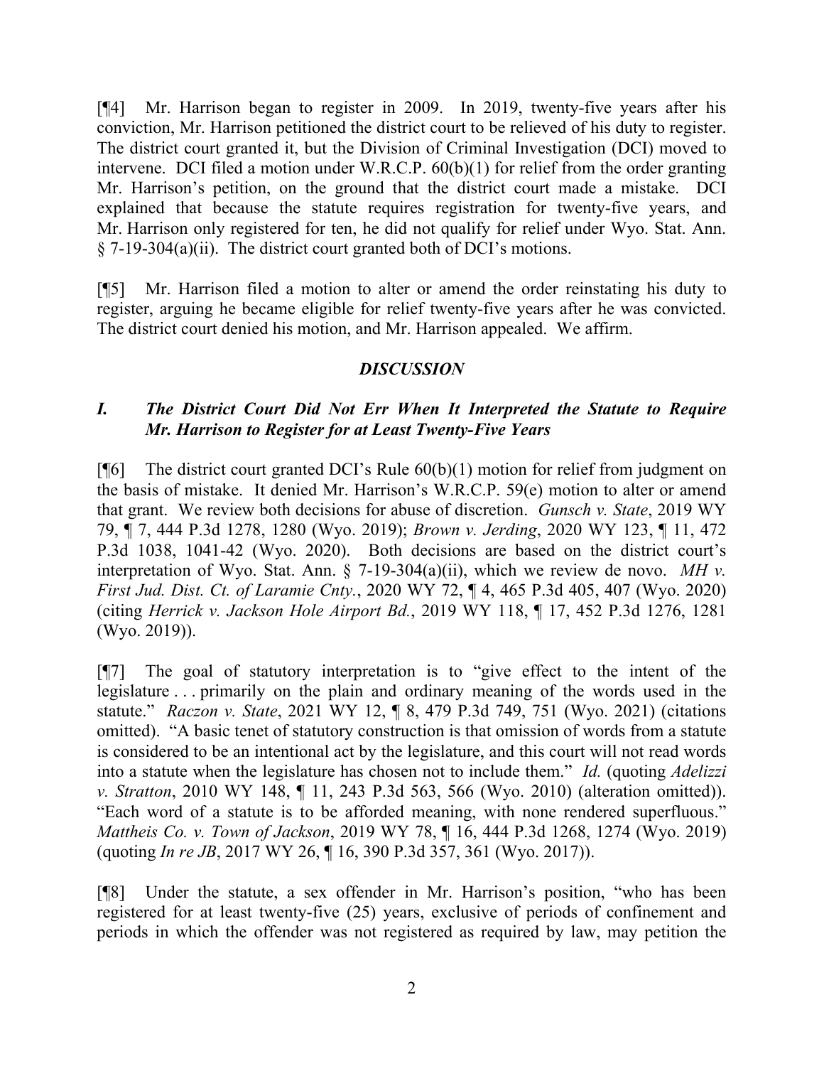[¶4] Mr. Harrison began to register in 2009. In 2019, twenty-five years after his conviction, Mr. Harrison petitioned the district court to be relieved of his duty to register. The district court granted it, but the Division of Criminal Investigation (DCI) moved to intervene. DCI filed a motion under W.R.C.P. 60(b)(1) for relief from the order granting Mr. Harrison's petition, on the ground that the district court made a mistake. DCI explained that because the statute requires registration for twenty-five years, and Mr. Harrison only registered for ten, he did not qualify for relief under Wyo. Stat. Ann. § 7-19-304(a)(ii). The district court granted both of DCI's motions.

[¶5] Mr. Harrison filed a motion to alter or amend the order reinstating his duty to register, arguing he became eligible for relief twenty-five years after he was convicted. The district court denied his motion, and Mr. Harrison appealed. We affirm.

## *DISCUSSION*

### *I. The District Court Did Not Err When It Interpreted the Statute to Require Mr. Harrison to Register for at Least Twenty-Five Years*

[¶6] The district court granted DCI's Rule 60(b)(1) motion for relief from judgment on the basis of mistake. It denied Mr. Harrison's W.R.C.P. 59(e) motion to alter or amend that grant. We review both decisions for abuse of discretion. *Gunsch v. State*, 2019 WY 79, ¶ 7, 444 P.3d 1278, 1280 (Wyo. 2019); *Brown v. Jerding*, 2020 WY 123, ¶ 11, 472 P.3d 1038, 1041-42 (Wyo. 2020). Both decisions are based on the district court's interpretation of Wyo. Stat. Ann. § 7-19-304(a)(ii), which we review de novo. *MH v. First Jud. Dist. Ct. of Laramie Cnty.*, 2020 WY 72, ¶ 4, 465 P.3d 405, 407 (Wyo. 2020) (citing *Herrick v. Jackson Hole Airport Bd.*, 2019 WY 118, ¶ 17, 452 P.3d 1276, 1281 (Wyo. 2019)).

[¶7] The goal of statutory interpretation is to "give effect to the intent of the legislature . . . primarily on the plain and ordinary meaning of the words used in the statute." *Raczon v. State*, 2021 WY 12, ¶ 8, 479 P.3d 749, 751 (Wyo. 2021) (citations omitted). "A basic tenet of statutory construction is that omission of words from a statute is considered to be an intentional act by the legislature, and this court will not read words into a statute when the legislature has chosen not to include them." *Id.* (quoting *Adelizzi v. Stratton*, 2010 WY 148, ¶ 11, 243 P.3d 563, 566 (Wyo. 2010) (alteration omitted)). "Each word of a statute is to be afforded meaning, with none rendered superfluous." *Mattheis Co. v. Town of Jackson*, 2019 WY 78, ¶ 16, 444 P.3d 1268, 1274 (Wyo. 2019) (quoting *In re JB*, 2017 WY 26, ¶ 16, 390 P.3d 357, 361 (Wyo. 2017)).

[¶8] Under the statute, a sex offender in Mr. Harrison's position, "who has been registered for at least twenty-five (25) years, exclusive of periods of confinement and periods in which the offender was not registered as required by law, may petition the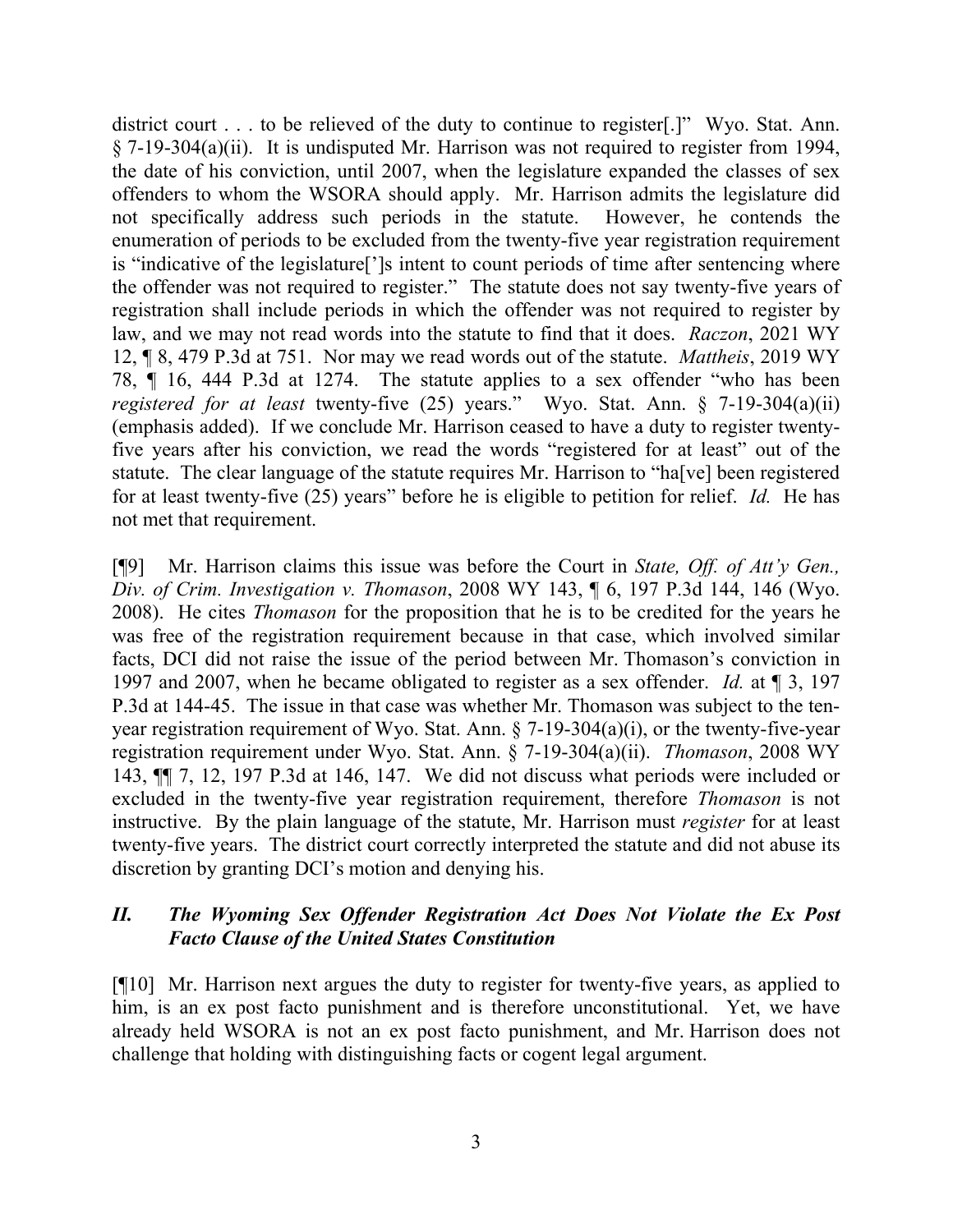district court . . . to be relieved of the duty to continue to register[.]" Wyo. Stat. Ann. § 7-19-304(a)(ii). It is undisputed Mr. Harrison was not required to register from 1994, the date of his conviction, until 2007, when the legislature expanded the classes of sex offenders to whom the WSORA should apply. Mr. Harrison admits the legislature did not specifically address such periods in the statute. However, he contends the enumeration of periods to be excluded from the twenty-five year registration requirement is "indicative of the legislature[']s intent to count periods of time after sentencing where the offender was not required to register." The statute does not say twenty-five years of registration shall include periods in which the offender was not required to register by law, and we may not read words into the statute to find that it does. *Raczon*, 2021 WY 12, ¶ 8, 479 P.3d at 751. Nor may we read words out of the statute. *Mattheis*, 2019 WY 78, ¶ 16, 444 P.3d at 1274. The statute applies to a sex offender "who has been *registered for at least* twenty-five (25) years." Wyo. Stat. Ann. § 7-19-304(a)(ii) (emphasis added). If we conclude Mr. Harrison ceased to have a duty to register twenty-five years after his conviction, we read the words "registered for at least" out of the statute. The clear language of the statute requires Mr. Harrison to "ha[ve] been registered for at least twenty-five (25) years" before he is eligible to petition for relief. *Id.* He has not met that requirement.

[¶9] Mr. Harrison claims this issue was before the Court in *State, Off. of Att'y Gen., Div. of Crim. Investigation v. Thomason*, 2008 WY 143, ¶ 6, 197 P.3d 144, 146 (Wyo. 2008). He cites *Thomason* for the proposition that he is to be credited for the years he was free of the registration requirement because in that case, which involved similar facts, DCI did not raise the issue of the period between Mr. Thomason's conviction in 1997 and 2007, when he became obligated to register as a sex offender. *Id.* at ¶ 3, 197 P.3d at 144-45. The issue in that case was whether Mr. Thomason was subject to the ten-year registration requirement of Wyo. Stat. Ann. § 7-19-304(a)(i), or the twenty-five-year registration requirement under Wyo. Stat. Ann. § 7-19-304(a)(ii). *Thomason*, 2008 WY 143, ¶¶ 7, 12, 197 P.3d at 146, 147. We did not discuss what periods were included or excluded in the twenty-five year registration requirement, therefore *Thomason* is not instructive. By the plain language of the statute, Mr. Harrison must *register* for at least twenty-five years. The district court correctly interpreted the statute and did not abuse its discretion by granting DCI's motion and denying his.

## *II. The Wyoming Sex Offender Registration Act Does Not Violate the Ex Post Facto Clause of the United States Constitution*

[¶10] Mr. Harrison next argues the duty to register for twenty-five years, as applied to him, is an ex post facto punishment and is therefore unconstitutional. Yet, we have already held WSORA is not an ex post facto punishment, and Mr. Harrison does not challenge that holding with distinguishing facts or cogent legal argument.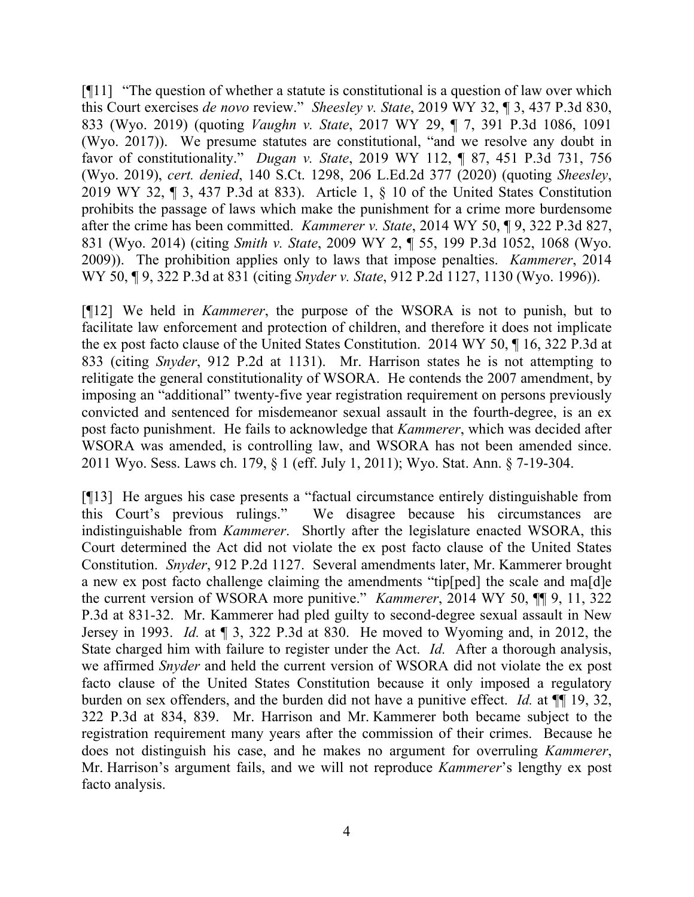[¶11] "The question of whether a statute is constitutional is a question of law over which this Court exercises *de novo* review." *Sheesley v. State*, 2019 WY 32, ¶ 3, 437 P.3d 830, 833 (Wyo. 2019) (quoting *Vaughn v. State*, 2017 WY 29, ¶ 7, 391 P.3d 1086, 1091 (Wyo. 2017)). We presume statutes are constitutional, "and we resolve any doubt in favor of constitutionality." *Dugan v. State*, 2019 WY 112, ¶ 87, 451 P.3d 731, 756 (Wyo. 2019), *cert. denied*, 140 S.Ct. 1298, 206 L.Ed.2d 377 (2020) (quoting *Sheesley*, 2019 WY 32, ¶ 3, 437 P.3d at 833). Article 1, § 10 of the United States Constitution prohibits the passage of laws which make the punishment for a crime more burdensome after the crime has been committed. *Kammerer v. State*, 2014 WY 50, ¶ 9, 322 P.3d 827, 831 (Wyo. 2014) (citing *Smith v. State*, 2009 WY 2, ¶ 55, 199 P.3d 1052, 1068 (Wyo. 2009)). The prohibition applies only to laws that impose penalties. *Kammerer*, 2014 WY 50, ¶ 9, 322 P.3d at 831 (citing *Snyder v. State*, 912 P.2d 1127, 1130 (Wyo. 1996)).

[¶12] We held in *Kammerer*, the purpose of the WSORA is not to punish, but to facilitate law enforcement and protection of children, and therefore it does not implicate the ex post facto clause of the United States Constitution. 2014 WY 50, ¶ 16, 322 P.3d at 833 (citing *Snyder*, 912 P.2d at 1131). Mr. Harrison states he is not attempting to relitigate the general constitutionality of WSORA. He contends the 2007 amendment, by imposing an "additional" twenty-five year registration requirement on persons previously convicted and sentenced for misdemeanor sexual assault in the fourth-degree, is an ex post facto punishment. He fails to acknowledge that *Kammerer*, which was decided after WSORA was amended, is controlling law, and WSORA has not been amended since. 2011 Wyo. Sess. Laws ch. 179, § 1 (eff. July 1, 2011); Wyo. Stat. Ann. § 7-19-304.

[¶13] He argues his case presents a "factual circumstance entirely distinguishable from this Court's previous rulings." We disagree because his circumstances are indistinguishable from *Kammerer*. Shortly after the legislature enacted WSORA, this Court determined the Act did not violate the ex post facto clause of the United States Constitution. *Snyder*, 912 P.2d 1127. Several amendments later, Mr. Kammerer brought a new ex post facto challenge claiming the amendments "tip[ped] the scale and ma[d]e the current version of WSORA more punitive." *Kammerer*, 2014 WY 50, ¶¶ 9, 11, 322 P.3d at 831-32. Mr. Kammerer had pled guilty to second-degree sexual assault in New Jersey in 1993. *Id.* at ¶ 3, 322 P.3d at 830. He moved to Wyoming and, in 2012, the State charged him with failure to register under the Act. *Id.* After a thorough analysis, we affirmed *Snyder* and held the current version of WSORA did not violate the ex post facto clause of the United States Constitution because it only imposed a regulatory burden on sex offenders, and the burden did not have a punitive effect. *Id.* at ¶¶ 19, 32, 322 P.3d at 834, 839. Mr. Harrison and Mr. Kammerer both became subject to the registration requirement many years after the commission of their crimes. Because he does not distinguish his case, and he makes no argument for overruling *Kammerer*, Mr. Harrison's argument fails, and we will not reproduce *Kammerer*'s lengthy ex post facto analysis.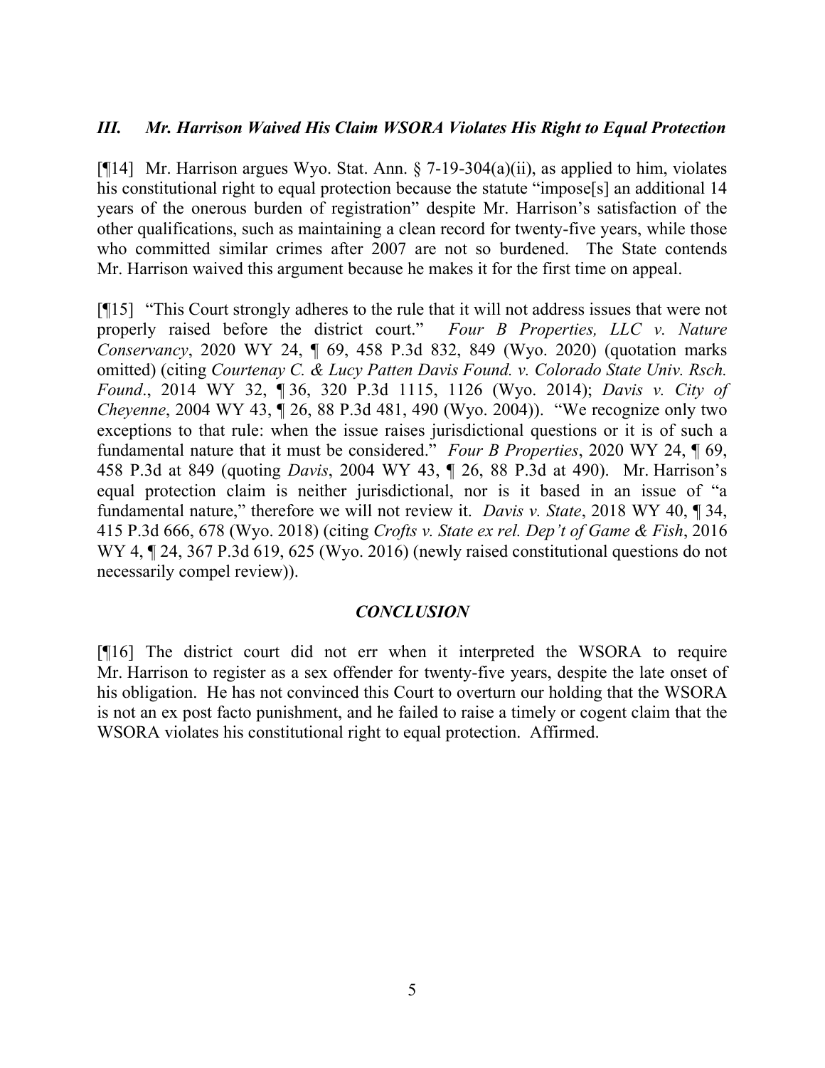### *III. Mr. Harrison Waived His Claim WSORA Violates His Right to Equal Protection*

[¶14] Mr. Harrison argues Wyo. Stat. Ann. § 7-19-304(a)(ii), as applied to him, violates his constitutional right to equal protection because the statute "impose[s] an additional 14 years of the onerous burden of registration" despite Mr. Harrison's satisfaction of the other qualifications, such as maintaining a clean record for twenty-five years, while those who committed similar crimes after 2007 are not so burdened. The State contends Mr. Harrison waived this argument because he makes it for the first time on appeal.

[¶15] "This Court strongly adheres to the rule that it will not address issues that were not properly raised before the district court." *Four B Properties, LLC v. Nature Conservancy*, 2020 WY 24, ¶ 69, 458 P.3d 832, 849 (Wyo. 2020) (quotation marks omitted) (citing *Courtenay C. & Lucy Patten Davis Found. v. Colorado State Univ. Rsch. Found*., 2014 WY 32, ¶ 36, 320 P.3d 1115, 1126 (Wyo. 2014); *Davis v. City of Cheyenne*, 2004 WY 43, ¶ 26, 88 P.3d 481, 490 (Wyo. 2004)). "We recognize only two exceptions to that rule: when the issue raises jurisdictional questions or it is of such a fundamental nature that it must be considered." *Four B Properties*, 2020 WY 24, ¶ 69, 458 P.3d at 849 (quoting *Davis*, 2004 WY 43, ¶ 26, 88 P.3d at 490). Mr. Harrison's equal protection claim is neither jurisdictional, nor is it based in an issue of "a fundamental nature," therefore we will not review it. *Davis v. State*, 2018 WY 40, ¶ 34, 415 P.3d 666, 678 (Wyo. 2018) (citing *Crofts v. State ex rel. Dep't of Game & Fish*, 2016 WY 4, ¶ 24, 367 P.3d 619, 625 (Wyo. 2016) (newly raised constitutional questions do not necessarily compel review)).

### *CONCLUSION*

[¶16] The district court did not err when it interpreted the WSORA to require Mr. Harrison to register as a sex offender for twenty-five years, despite the late onset of his obligation. He has not convinced this Court to overturn our holding that the WSORA is not an ex post facto punishment, and he failed to raise a timely or cogent claim that the WSORA violates his constitutional right to equal protection. Affirmed.